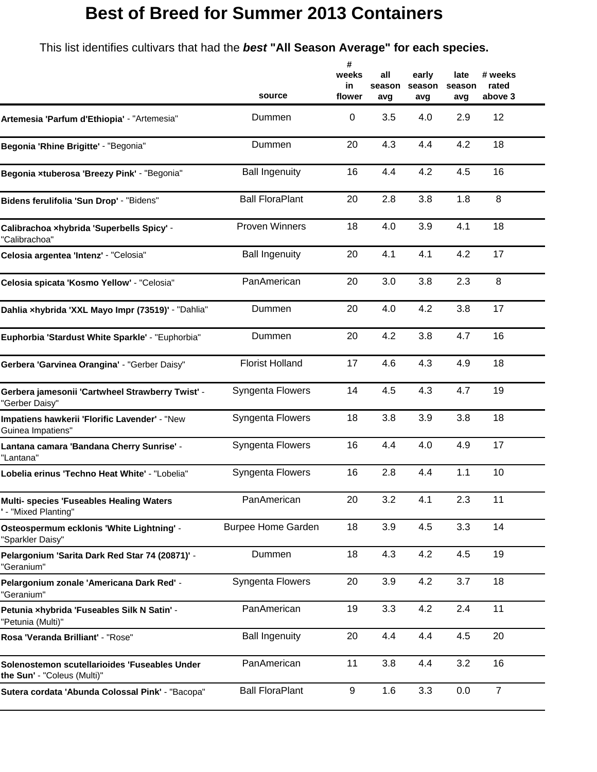# Best of Breed for Summer 2013 Containers

This list identifies cultivars that had the ***best*** **"All Season Average" for each species.**

| | source | # weeks in flower | all season avg | early season avg | late season avg | # weeks rated above 3 |
|---|---|---|---|---|---|---|
| **Artemesia 'Parfum d'Ethiopia'** - "Artemesia" | Dummen | 0 | 3.5 | 4.0 | 2.9 | 12 |
| **Begonia 'Rhine Brigitte'** - "Begonia" | Dummen | 20 | 4.3 | 4.4 | 4.2 | 18 |
| **Begonia ×tuberosa 'Breezy Pink'** - "Begonia" | Ball Ingenuity | 16 | 4.4 | 4.2 | 4.5 | 16 |
| **Bidens ferulifolia 'Sun Drop'** - "Bidens" | Ball FloraPlant | 20 | 2.8 | 3.8 | 1.8 | 8 |
| **Calibrachoa ×hybrida 'Superbells Spicy'** - "Calibrachoa" | Proven Winners | 18 | 4.0 | 3.9 | 4.1 | 18 |
| **Celosia argentea 'Intenz'** - "Celosia" | Ball Ingenuity | 20 | 4.1 | 4.1 | 4.2 | 17 |
| **Celosia spicata 'Kosmo Yellow'** - "Celosia" | PanAmerican | 20 | 3.0 | 3.8 | 2.3 | 8 |
| **Dahlia ×hybrida 'XXL Mayo Impr (73519)'** - "Dahlia" | Dummen | 20 | 4.0 | 4.2 | 3.8 | 17 |
| **Euphorbia 'Stardust White Sparkle'** - "Euphorbia" | Dummen | 20 | 4.2 | 3.8 | 4.7 | 16 |
| **Gerbera 'Garvinea Orangina'** - "Gerber Daisy" | Florist Holland | 17 | 4.6 | 4.3 | 4.9 | 18 |
| **Gerbera jamesonii 'Cartwheel Strawberry Twist'** - "Gerber Daisy" | Syngenta Flowers | 14 | 4.5 | 4.3 | 4.7 | 19 |
| **Impatiens hawkerii 'Florific Lavender'** - "New Guinea Impatiens" | Syngenta Flowers | 18 | 3.8 | 3.9 | 3.8 | 18 |
| **Lantana camara 'Bandana Cherry Sunrise'** - "Lantana" | Syngenta Flowers | 16 | 4.4 | 4.0 | 4.9 | 17 |
| **Lobelia erinus 'Techno Heat White'** - "Lobelia" | Syngenta Flowers | 16 | 2.8 | 4.4 | 1.1 | 10 |
| **Multi- species 'Fuseables Healing Waters '** - "Mixed Planting" | PanAmerican | 20 | 3.2 | 4.1 | 2.3 | 11 |
| **Osteospermum ecklonis 'White Lightning'** - "Sparkler Daisy" | Burpee Home Garden | 18 | 3.9 | 4.5 | 3.3 | 14 |
| **Pelargonium 'Sarita Dark Red Star 74 (20871)'** - "Geranium" | Dummen | 18 | 4.3 | 4.2 | 4.5 | 19 |
| **Pelargonium zonale 'Americana Dark Red'** - "Geranium" | Syngenta Flowers | 20 | 3.9 | 4.2 | 3.7 | 18 |
| **Petunia ×hybrida 'Fuseables Silk N Satin'** - "Petunia (Multi)" | PanAmerican | 19 | 3.3 | 4.2 | 2.4 | 11 |
| **Rosa 'Veranda Brilliant'** - "Rose" | Ball Ingenuity | 20 | 4.4 | 4.4 | 4.5 | 20 |
| **Solenostemon scutellarioides 'Fuseables Under the Sun'** - "Coleus (Multi)" | PanAmerican | 11 | 3.8 | 4.4 | 3.2 | 16 |
| **Sutera cordata 'Abunda Colossal Pink'** - "Bacopa" | Ball FloraPlant | 9 | 1.6 | 3.3 | 0.0 | 7 |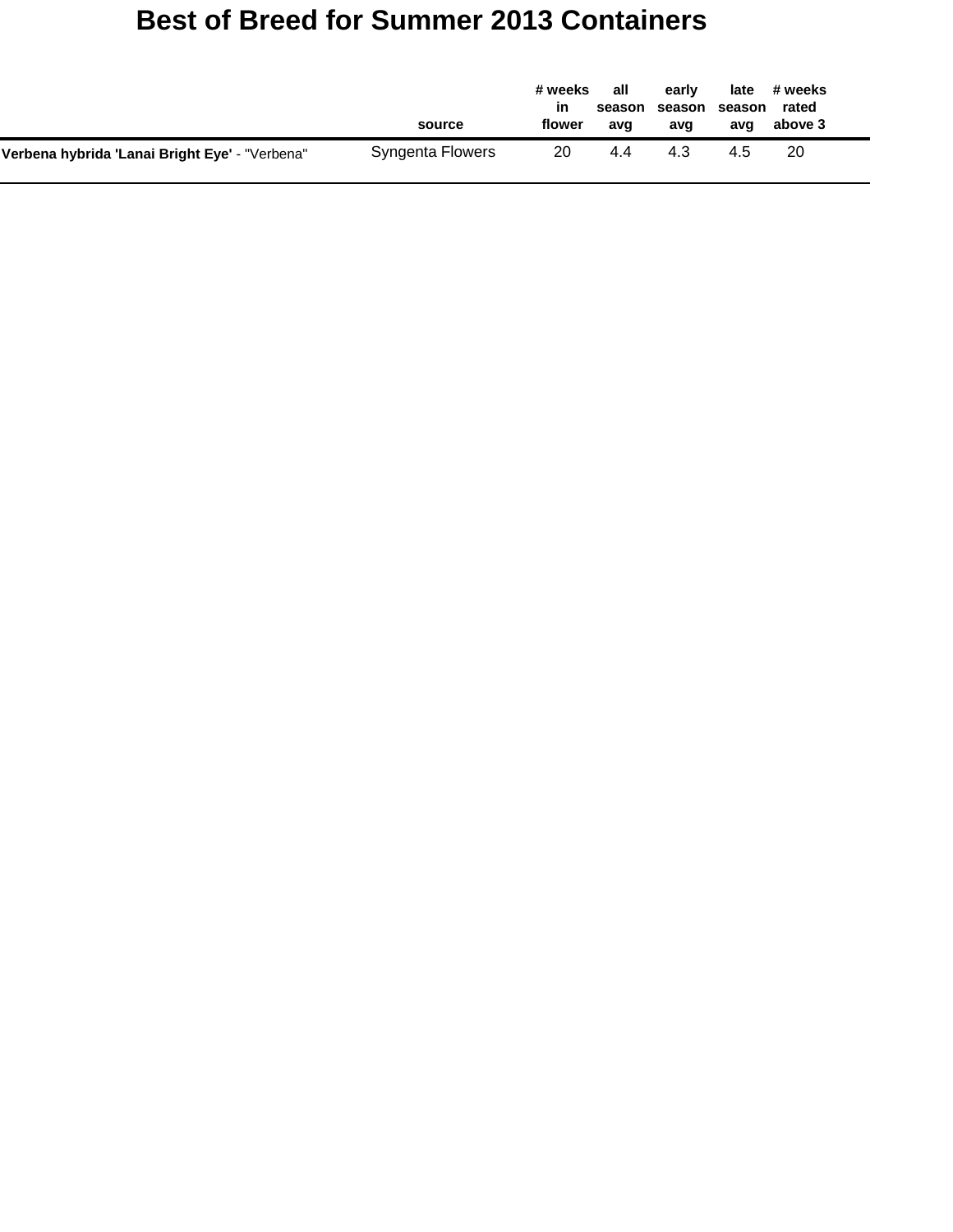# Best of Breed for Summer 2013 Containers

| | source | # weeks in flower | all season avg | early season avg | late season avg | # weeks rated above 3 |
|---|---|---|---|---|---|---|
| **Verbena hybrida 'Lanai Bright Eye'** - "Verbena" | Syngenta Flowers | 20 | 4.4 | 4.3 | 4.5 | 20 |